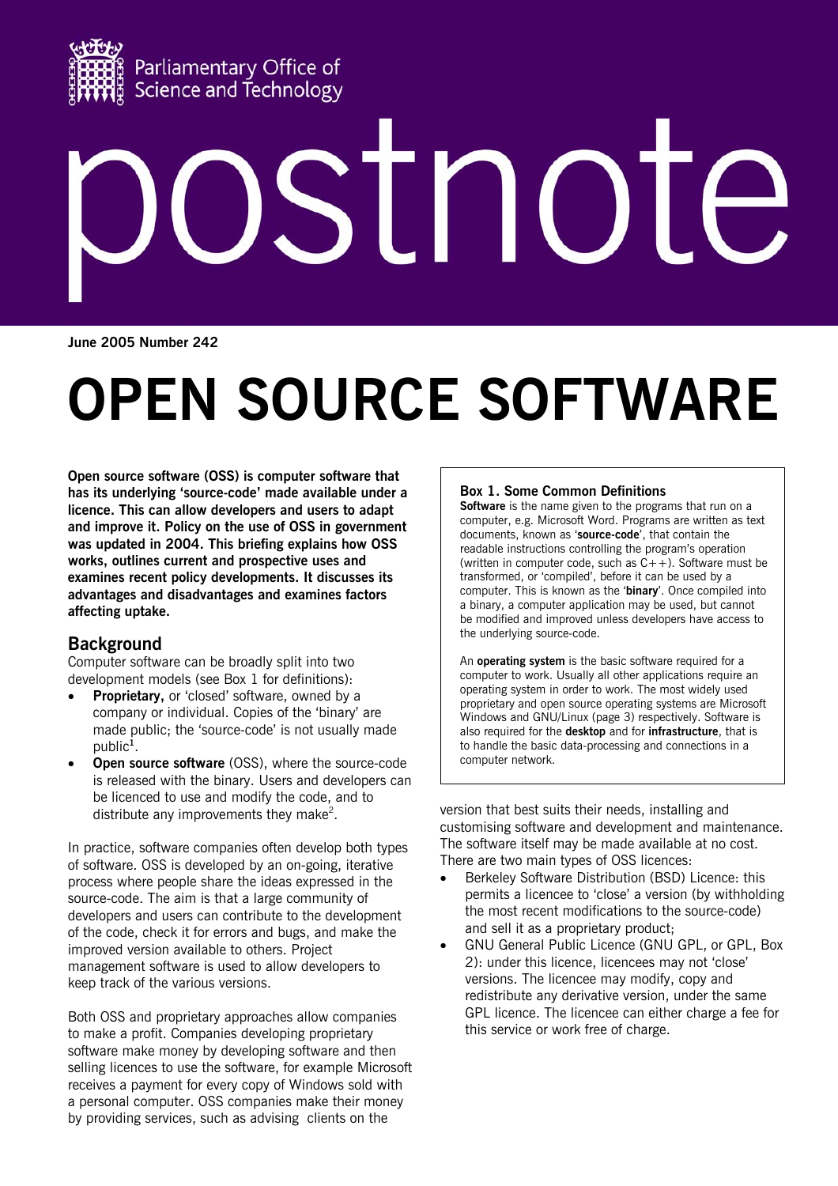Parliamentary Office of Science and Technology

postnote

June 2005 Number 242

# OPEN SOURCE SOFTWARE

**Open source software (OSS) is computer software that has its underlying 'source-code' made available under a licence. This can allow developers and users to adapt and improve it. Policy on the use of OSS in government was updated in 2004. This briefing explains how OSS works, outlines current and prospective uses and examines recent policy developments. It discusses its advantages and disadvantages and examines factors affecting uptake.**

## Background

Computer software can be broadly split into two development models (see Box 1 for definitions):

- **Proprietary,** or 'closed' software, owned by a company or individual. Copies of the 'binary' are made public; the 'source-code' is not usually made public[1].
- **Open source software** (OSS), where the source-code is released with the binary. Users and developers can be licenced to use and modify the code, and to distribute any improvements they make[2].

In practice, software companies often develop both types of software. OSS is developed by an on-going, iterative process where people share the ideas expressed in the source-code. The aim is that a large community of developers and users can contribute to the development of the code, check it for errors and bugs, and make the improved version available to others. Project management software is used to allow developers to keep track of the various versions.

Both OSS and proprietary approaches allow companies to make a profit. Companies developing proprietary software make money by developing software and then selling licences to use the software, for example Microsoft receives a payment for every copy of Windows sold with a personal computer. OSS companies make their money by providing services, such as advising clients on the version that best suits their needs, installing and customising software and development and maintenance. The software itself may be made available at no cost. There are two main types of OSS licences:

- Berkeley Software Distribution (BSD) Licence: this permits a licencee to 'close' a version (by withholding the most recent modifications to the source-code) and sell it as a proprietary product;
- GNU General Public Licence (GNU GPL, or GPL, Box 2): under this licence, licencees may not 'close' versions. The licencee may modify, copy and redistribute any derivative version, under the same GPL licence. The licencee can either charge a fee for this service or work free of charge.

> **Box 1. Some Common Definitions**
>
> **Software** is the name given to the programs that run on a computer, e.g. Microsoft Word. Programs are written as text documents, known as '**source-code**', that contain the readable instructions controlling the program's operation (written in computer code, such as C++). Software must be transformed, or 'compiled', before it can be used by a computer. This is known as the '**binary**'. Once compiled into a binary, a computer application may be used, but cannot be modified and improved unless developers have access to the underlying source-code.
>
> An **operating system** is the basic software required for a computer to work. Usually all other applications require an operating system in order to work. The most widely used proprietary and open source operating systems are Microsoft Windows and GNU/Linux (page 3) respectively. Software is also required for the **desktop** and for **infrastructure**, that is to handle the basic data-processing and connections in a computer network.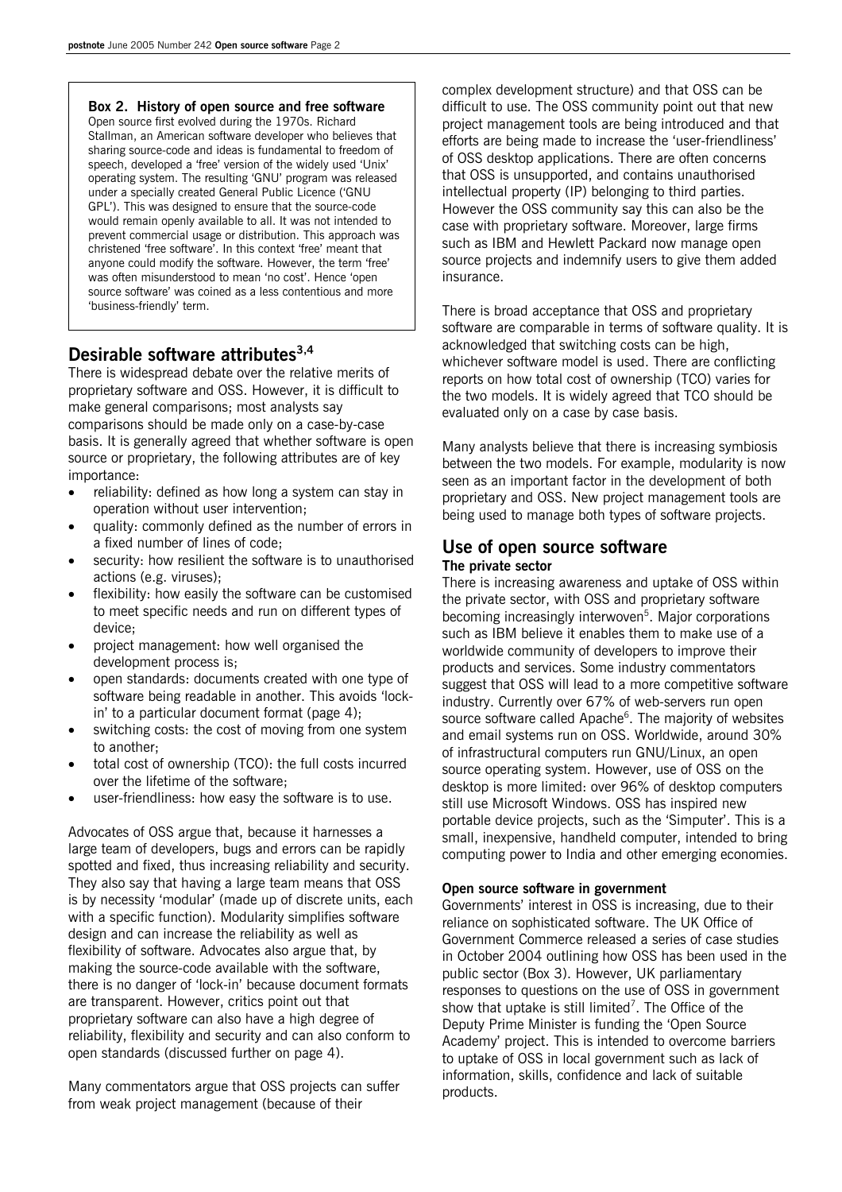**Box 2. History of open source and free software**

Open source first evolved during the 1970s. Richard Stallman, an American software developer who believes that sharing source-code and ideas is fundamental to freedom of speech, developed a 'free' version of the widely used 'Unix' operating system. The resulting 'GNU' program was released under a specially created General Public Licence ('GNU GPL'). This was designed to ensure that the source-code would remain openly available to all. It was not intended to prevent commercial usage or distribution. This approach was christened 'free software'. In this context 'free' meant that anyone could modify the software. However, the term 'free' was often misunderstood to mean 'no cost'. Hence 'open source software' was coined as a less contentious and more 'business-friendly' term.

## Desirable software attributes[3,4]

There is widespread debate over the relative merits of proprietary software and OSS. However, it is difficult to make general comparisons; most analysts say comparisons should be made only on a case-by-case basis. It is generally agreed that whether software is open source or proprietary, the following attributes are of key importance:

- reliability: defined as how long a system can stay in operation without user intervention;
- quality: commonly defined as the number of errors in a fixed number of lines of code;
- security: how resilient the software is to unauthorised actions (e.g. viruses);
- flexibility: how easily the software can be customised to meet specific needs and run on different types of device;
- project management: how well organised the development process is;
- open standards: documents created with one type of software being readable in another. This avoids 'lock-in' to a particular document format (page 4);
- switching costs: the cost of moving from one system to another;
- total cost of ownership (TCO): the full costs incurred over the lifetime of the software;
- user-friendliness: how easy the software is to use.

Advocates of OSS argue that, because it harnesses a large team of developers, bugs and errors can be rapidly spotted and fixed, thus increasing reliability and security. They also say that having a large team means that OSS is by necessity 'modular' (made up of discrete units, each with a specific function). Modularity simplifies software design and can increase the reliability as well as flexibility of software. Advocates also argue that, by making the source-code available with the software, there is no danger of 'lock-in' because document formats are transparent. However, critics point out that proprietary software can also have a high degree of reliability, flexibility and security and can also conform to open standards (discussed further on page 4).

Many commentators argue that OSS projects can suffer from weak project management (because of their complex development structure) and that OSS can be difficult to use. The OSS community point out that new project management tools are being introduced and that efforts are being made to increase the 'user-friendliness' of OSS desktop applications. There are often concerns that OSS is unsupported, and contains unauthorised intellectual property (IP) belonging to third parties. However the OSS community say this can also be the case with proprietary software. Moreover, large firms such as IBM and Hewlett Packard now manage open source projects and indemnify users to give them added insurance.

There is broad acceptance that OSS and proprietary software are comparable in terms of software quality. It is acknowledged that switching costs can be high, whichever software model is used. There are conflicting reports on how total cost of ownership (TCO) varies for the two models. It is widely agreed that TCO should be evaluated only on a case by case basis.

Many analysts believe that there is increasing symbiosis between the two models. For example, modularity is now seen as an important factor in the development of both proprietary and OSS. New project management tools are being used to manage both types of software projects.

## Use of open source software

### The private sector

There is increasing awareness and uptake of OSS within the private sector, with OSS and proprietary software becoming increasingly interwoven[5]. Major corporations such as IBM believe it enables them to make use of a worldwide community of developers to improve their products and services. Some industry commentators suggest that OSS will lead to a more competitive software industry. Currently over 67% of web-servers run open source software called Apache[6]. The majority of websites and email systems run on OSS. Worldwide, around 30% of infrastructural computers run GNU/Linux, an open source operating system. However, use of OSS on the desktop is more limited: over 96% of desktop computers still use Microsoft Windows. OSS has inspired new portable device projects, such as the 'Simputer'. This is a small, inexpensive, handheld computer, intended to bring computing power to India and other emerging economies.

### Open source software in government

Governments' interest in OSS is increasing, due to their reliance on sophisticated software. The UK Office of Government Commerce released a series of case studies in October 2004 outlining how OSS has been used in the public sector (Box 3). However, UK parliamentary responses to questions on the use of OSS in government show that uptake is still limited[7]. The Office of the Deputy Prime Minister is funding the 'Open Source Academy' project. This is intended to overcome barriers to uptake of OSS in local government such as lack of information, skills, confidence and lack of suitable products.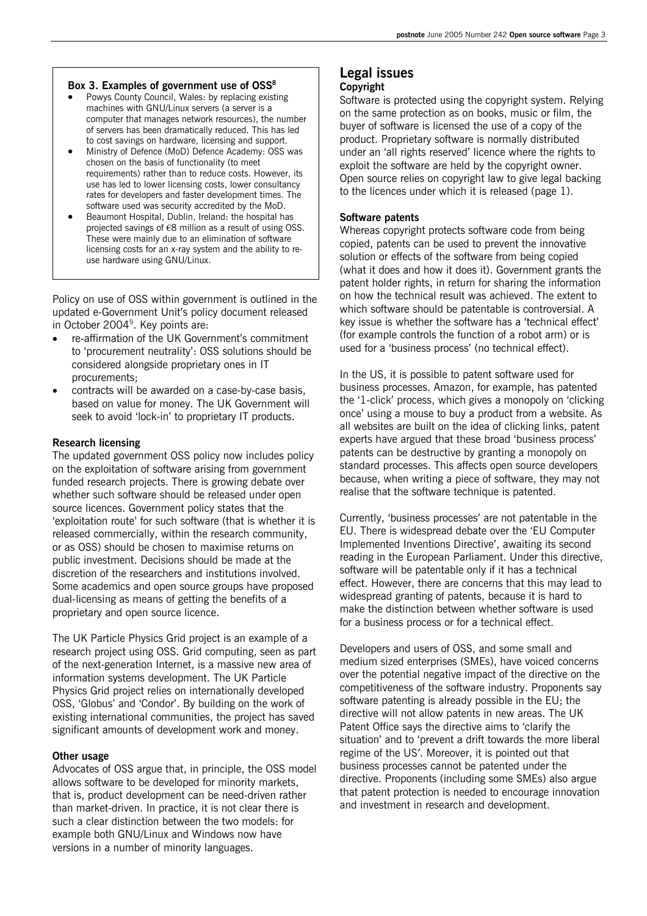### Box 3. Examples of government use of OSS[8]

- Powys County Council, Wales: by replacing existing machines with GNU/Linux servers (a server is a computer that manages network resources), the number of servers has been dramatically reduced. This has led to cost savings on hardware, licensing and support.
- Ministry of Defence (MoD) Defence Academy: OSS was chosen on the basis of functionality (to meet requirements) rather than to reduce costs. However, its use has led to lower licensing costs, lower consultancy rates for developers and faster development times. The software used was security accredited by the MoD.
- Beaumont Hospital, Dublin, Ireland: the hospital has projected savings of €8 million as a result of using OSS. These were mainly due to an elimination of software licensing costs for an x-ray system and the ability to re-use hardware using GNU/Linux.

Policy on use of OSS within government is outlined in the updated e-Government Unit's policy document released in October 2004[9]. Key points are:

- re-affirmation of the UK Government's commitment to 'procurement neutrality': OSS solutions should be considered alongside proprietary ones in IT procurements;
- contracts will be awarded on a case-by-case basis, based on value for money. The UK Government will seek to avoid 'lock-in' to proprietary IT products.

### Research licensing

The updated government OSS policy now includes policy on the exploitation of software arising from government funded research projects. There is growing debate over whether such software should be released under open source licences. Government policy states that the 'exploitation route' for such software (that is whether it is released commercially, within the research community, or as OSS) should be chosen to maximise returns on public investment. Decisions should be made at the discretion of the researchers and institutions involved. Some academics and open source groups have proposed dual-licensing as means of getting the benefits of a proprietary and open source licence.

The UK Particle Physics Grid project is an example of a research project using OSS. Grid computing, seen as part of the next-generation Internet, is a massive new area of information systems development. The UK Particle Physics Grid project relies on internationally developed OSS, 'Globus' and 'Condor'. By building on the work of existing international communities, the project has saved significant amounts of development work and money.

### Other usage

Advocates of OSS argue that, in principle, the OSS model allows software to be developed for minority markets, that is, product development can be need-driven rather than market-driven. In practice, it is not clear there is such a clear distinction between the two models: for example both GNU/Linux and Windows now have versions in a number of minority languages.

## Legal issues

### Copyright

Software is protected using the copyright system. Relying on the same protection as on books, music or film, the buyer of software is licensed the use of a copy of the product. Proprietary software is normally distributed under an 'all rights reserved' licence where the rights to exploit the software are held by the copyright owner. Open source relies on copyright law to give legal backing to the licences under which it is released (page 1).

### Software patents

Whereas copyright protects software code from being copied, patents can be used to prevent the innovative solution or effects of the software from being copied (what it does and how it does it). Government grants the patent holder rights, in return for sharing the information on how the technical result was achieved. The extent to which software should be patentable is controversial. A key issue is whether the software has a 'technical effect' (for example controls the function of a robot arm) or is used for a 'business process' (no technical effect).

In the US, it is possible to patent software used for business processes. Amazon, for example, has patented the '1-click' process, which gives a monopoly on 'clicking once' using a mouse to buy a product from a website. As all websites are built on the idea of clicking links, patent experts have argued that these broad 'business process' patents can be destructive by granting a monopoly on standard processes. This affects open source developers because, when writing a piece of software, they may not realise that the software technique is patented.

Currently, 'business processes' are not patentable in the EU. There is widespread debate over the 'EU Computer Implemented Inventions Directive', awaiting its second reading in the European Parliament. Under this directive, software will be patentable only if it has a technical effect. However, there are concerns that this may lead to widespread granting of patents, because it is hard to make the distinction between whether software is used for a business process or for a technical effect.

Developers and users of OSS, and some small and medium sized enterprises (SMEs), have voiced concerns over the potential negative impact of the directive on the competitiveness of the software industry. Proponents say software patenting is already possible in the EU; the directive will not allow patents in new areas. The UK Patent Office says the directive aims to 'clarify the situation' and to 'prevent a drift towards the more liberal regime of the US'. Moreover, it is pointed out that business processes cannot be patented under the directive. Proponents (including some SMEs) also argue that patent protection is needed to encourage innovation and investment in research and development.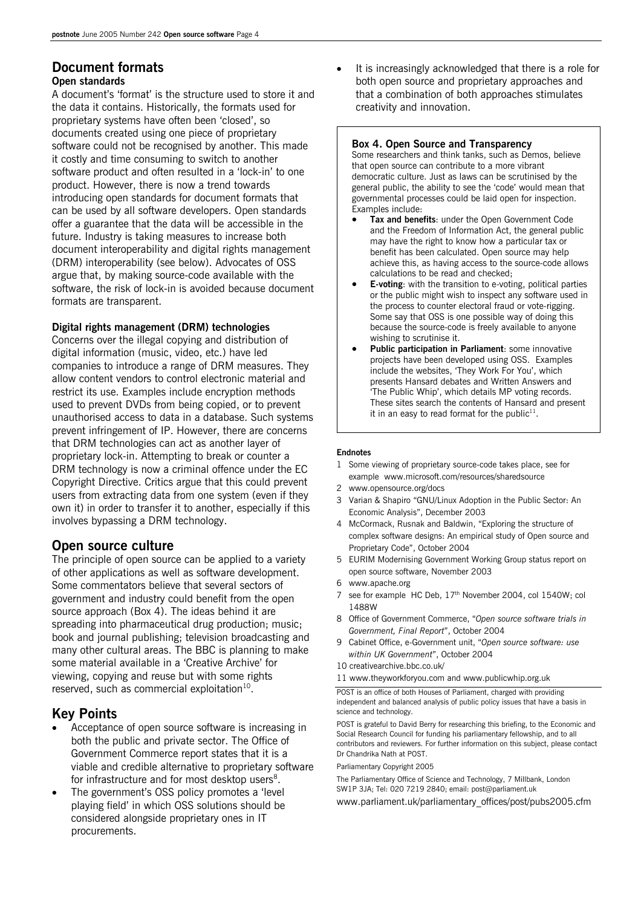## Document formats

### Open standards

A document's 'format' is the structure used to store it and the data it contains. Historically, the formats used for proprietary systems have often been 'closed', so documents created using one piece of proprietary software could not be recognised by another. This made it costly and time consuming to switch to another software product and often resulted in a 'lock-in' to one product. However, there is now a trend towards introducing open standards for document formats that can be used by all software developers. Open standards offer a guarantee that the data will be accessible in the future. Industry is taking measures to increase both document interoperability and digital rights management (DRM) interoperability (see below). Advocates of OSS argue that, by making source-code available with the software, the risk of lock-in is avoided because document formats are transparent.

### Digital rights management (DRM) technologies

Concerns over the illegal copying and distribution of digital information (music, video, etc.) have led companies to introduce a range of DRM measures. They allow content vendors to control electronic material and restrict its use. Examples include encryption methods used to prevent DVDs from being copied, or to prevent unauthorised access to data in a database. Such systems prevent infringement of IP. However, there are concerns that DRM technologies can act as another layer of proprietary lock-in. Attempting to break or counter a DRM technology is now a criminal offence under the EC Copyright Directive. Critics argue that this could prevent users from extracting data from one system (even if they own it) in order to transfer it to another, especially if this involves bypassing a DRM technology.

## Open source culture

The principle of open source can be applied to a variety of other applications as well as software development. Some commentators believe that several sectors of government and industry could benefit from the open source approach (Box 4). The ideas behind it are spreading into pharmaceutical drug production; music; book and journal publishing; television broadcasting and many other cultural areas. The BBC is planning to make some material available in a 'Creative Archive' for viewing, copying and reuse but with some rights reserved, such as commercial exploitation[10].

## Key Points

- Acceptance of open source software is increasing in both the public and private sector. The Office of Government Commerce report states that it is a viable and credible alternative to proprietary software for infrastructure and for most desktop users[8].
- The government's OSS policy promotes a 'level playing field' in which OSS solutions should be considered alongside proprietary ones in IT procurements.
- It is increasingly acknowledged that there is a role for both open source and proprietary approaches and that a combination of both approaches stimulates creativity and innovation.

**Box 4. Open Source and Transparency**

Some researchers and think tanks, such as Demos, believe that open source can contribute to a more vibrant democratic culture. Just as laws can be scrutinised by the general public, the ability to see the 'code' would mean that governmental processes could be laid open for inspection. Examples include:

- **Tax and benefits**: under the Open Government Code and the Freedom of Information Act, the general public may have the right to know how a particular tax or benefit has been calculated. Open source may help achieve this, as having access to the source-code allows calculations to be read and checked;
- **E-voting**: with the transition to e-voting, political parties or the public might wish to inspect any software used in the process to counter electoral fraud or vote-rigging. Some say that OSS is one possible way of doing this because the source-code is freely available to anyone wishing to scrutinise it.
- **Public participation in Parliament**: some innovative projects have been developed using OSS. Examples include the websites, 'They Work For You', which presents Hansard debates and Written Answers and 'The Public Whip', which details MP voting records. These sites search the contents of Hansard and present it in an easy to read format for the public[11].

#### Endnotes

1. Some viewing of proprietary source-code takes place, see for example www.microsoft.com/resources/sharedsource
2. www.opensource.org/docs
3. Varian & Shapiro "GNU/Linux Adoption in the Public Sector: An Economic Analysis", December 2003
4. McCormack, Rusnak and Baldwin, "Exploring the structure of complex software designs: An empirical study of Open source and Proprietary Code", October 2004
5. EURIM Modernising Government Working Group status report on open source software, November 2003
6. www.apache.org
7. see for example HC Deb, 17th November 2004, col 1540W; col 1488W
8. Office of Government Commerce, "*Open source software trials in Government, Final Report*", October 2004
9. Cabinet Office, e-Government unit, "*Open source software: use within UK Government*", October 2004
10. creativearchive.bbc.co.uk/
11. www.theyworkforyou.com and www.publicwhip.org.uk

POST is an office of both Houses of Parliament, charged with providing independent and balanced analysis of public policy issues that have a basis in science and technology.

POST is grateful to David Berry for researching this briefing, to the Economic and Social Research Council for funding his parliamentary fellowship, and to all contributors and reviewers. For further information on this subject, please contact Dr Chandrika Nath at POST.

Parliamentary Copyright 2005

The Parliamentary Office of Science and Technology, 7 Millbank, London SW1P 3JA; Tel: 020 7219 2840; email: post@parliament.uk

www.parliament.uk/parliamentary_offices/post/pubs2005.cfm